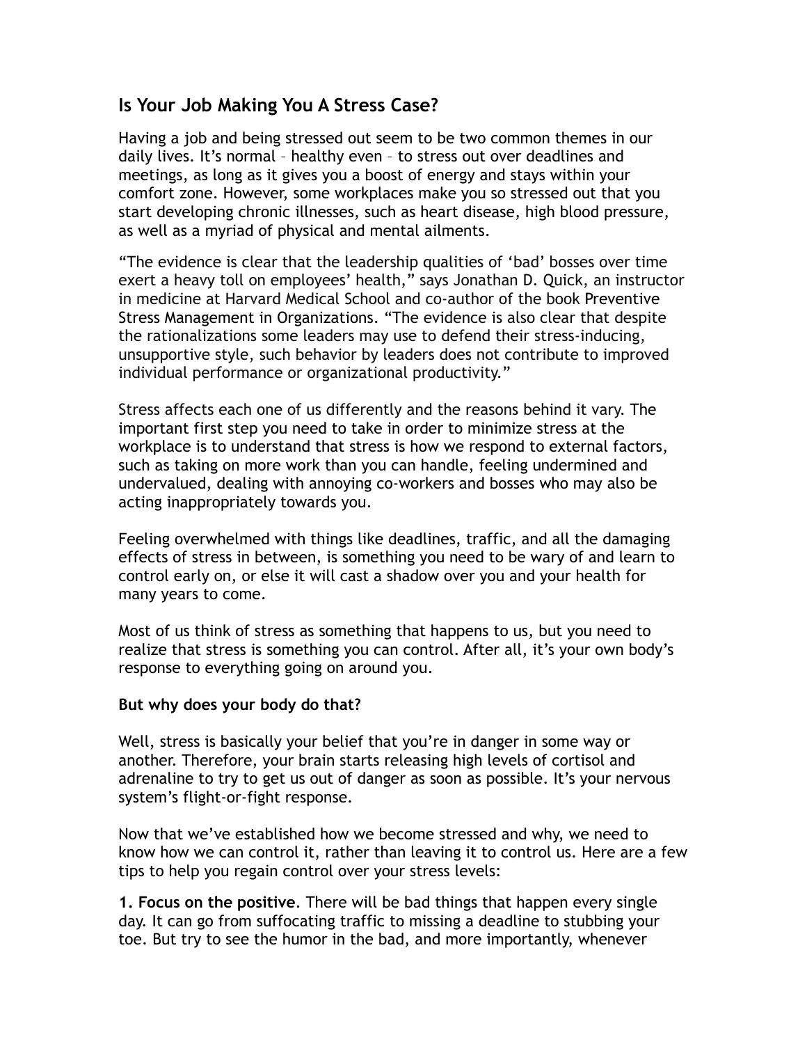## Is Your Job Making You A Stress Case?

Having a job and being stressed out seem to be two common themes in our daily lives. It's normal – healthy even – to stress out over deadlines and meetings, as long as it gives you a boost of energy and stays within your comfort zone. However, some workplaces make you so stressed out that you start developing chronic illnesses, such as heart disease, high blood pressure, as well as a myriad of physical and mental ailments.

"The evidence is clear that the leadership qualities of 'bad' bosses over time exert a heavy toll on employees' health," says Jonathan D. Quick, an instructor in medicine at Harvard Medical School and co-author of the book Preventive Stress Management in Organizations. "The evidence is also clear that despite the rationalizations some leaders may use to defend their stress-inducing, unsupportive style, such behavior by leaders does not contribute to improved individual performance or organizational productivity."

Stress affects each one of us differently and the reasons behind it vary. The important first step you need to take in order to minimize stress at the workplace is to understand that stress is how we respond to external factors, such as taking on more work than you can handle, feeling undermined and undervalued, dealing with annoying co-workers and bosses who may also be acting inappropriately towards you.

Feeling overwhelmed with things like deadlines, traffic, and all the damaging effects of stress in between, is something you need to be wary of and learn to control early on, or else it will cast a shadow over you and your health for many years to come.

Most of us think of stress as something that happens to us, but you need to realize that stress is something you can control. After all, it's your own body's response to everything going on around you.

**But why does your body do that?**

Well, stress is basically your belief that you're in danger in some way or another. Therefore, your brain starts releasing high levels of cortisol and adrenaline to try to get us out of danger as soon as possible. It's your nervous system's flight-or-fight response.

Now that we've established how we become stressed and why, we need to know how we can control it, rather than leaving it to control us. Here are a few tips to help you regain control over your stress levels:

**1. Focus on the positive**. There will be bad things that happen every single day. It can go from suffocating traffic to missing a deadline to stubbing your toe. But try to see the humor in the bad, and more importantly, whenever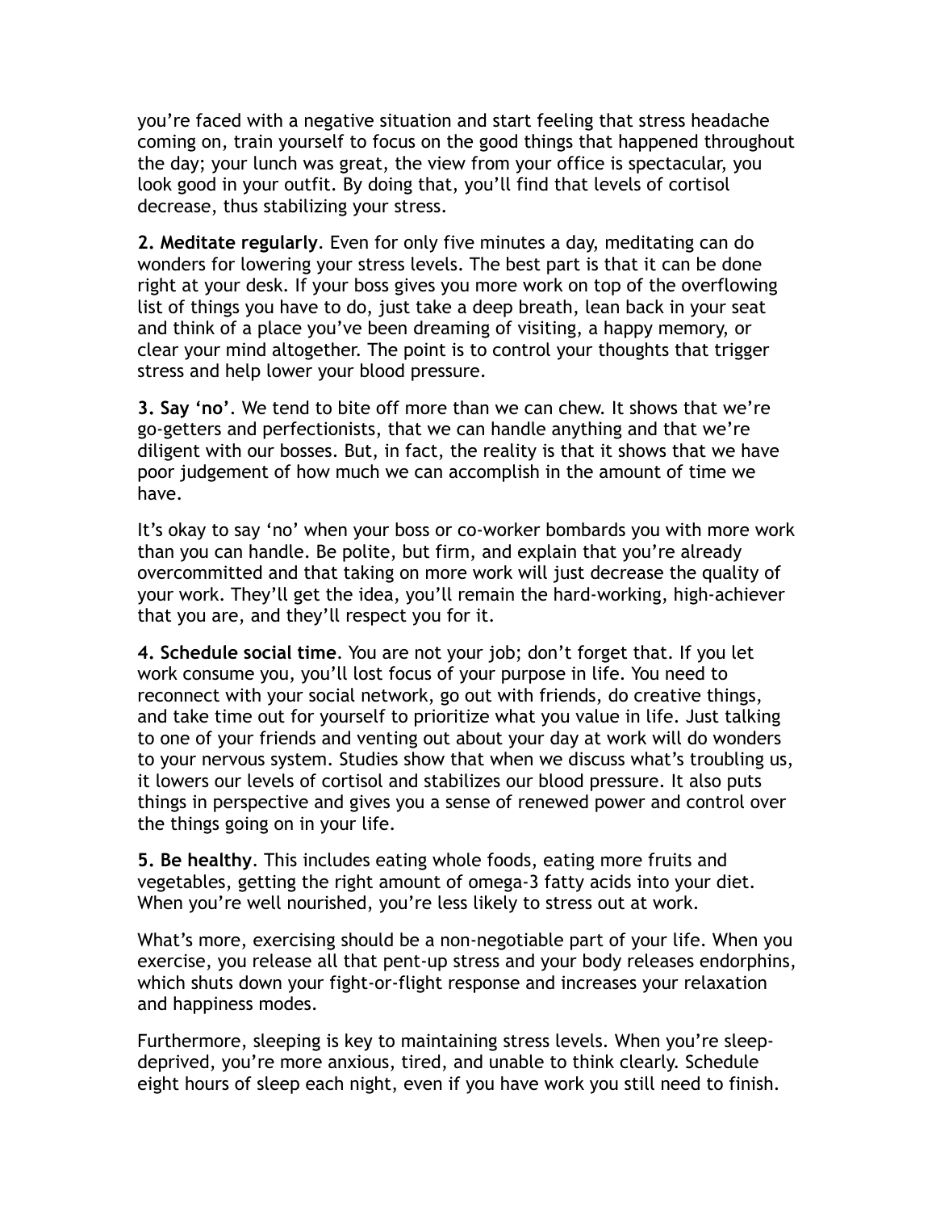you're faced with a negative situation and start feeling that stress headache coming on, train yourself to focus on the good things that happened throughout the day; your lunch was great, the view from your office is spectacular, you look good in your outfit. By doing that, you'll find that levels of cortisol decrease, thus stabilizing your stress.

**2. Meditate regularly**. Even for only five minutes a day, meditating can do wonders for lowering your stress levels. The best part is that it can be done right at your desk. If your boss gives you more work on top of the overflowing list of things you have to do, just take a deep breath, lean back in your seat and think of a place you've been dreaming of visiting, a happy memory, or clear your mind altogether. The point is to control your thoughts that trigger stress and help lower your blood pressure.

**3. Say 'no'**. We tend to bite off more than we can chew. It shows that we're go-getters and perfectionists, that we can handle anything and that we're diligent with our bosses. But, in fact, the reality is that it shows that we have poor judgement of how much we can accomplish in the amount of time we have.

It's okay to say 'no' when your boss or co-worker bombards you with more work than you can handle. Be polite, but firm, and explain that you're already overcommitted and that taking on more work will just decrease the quality of your work. They'll get the idea, you'll remain the hard-working, high-achiever that you are, and they'll respect you for it.

**4. Schedule social time**. You are not your job; don't forget that. If you let work consume you, you'll lost focus of your purpose in life. You need to reconnect with your social network, go out with friends, do creative things, and take time out for yourself to prioritize what you value in life. Just talking to one of your friends and venting out about your day at work will do wonders to your nervous system. Studies show that when we discuss what's troubling us, it lowers our levels of cortisol and stabilizes our blood pressure. It also puts things in perspective and gives you a sense of renewed power and control over the things going on in your life.

**5. Be healthy**. This includes eating whole foods, eating more fruits and vegetables, getting the right amount of omega-3 fatty acids into your diet. When you're well nourished, you're less likely to stress out at work.

What's more, exercising should be a non-negotiable part of your life. When you exercise, you release all that pent-up stress and your body releases endorphins, which shuts down your fight-or-flight response and increases your relaxation and happiness modes.

Furthermore, sleeping is key to maintaining stress levels. When you're sleep-deprived, you're more anxious, tired, and unable to think clearly. Schedule eight hours of sleep each night, even if you have work you still need to finish.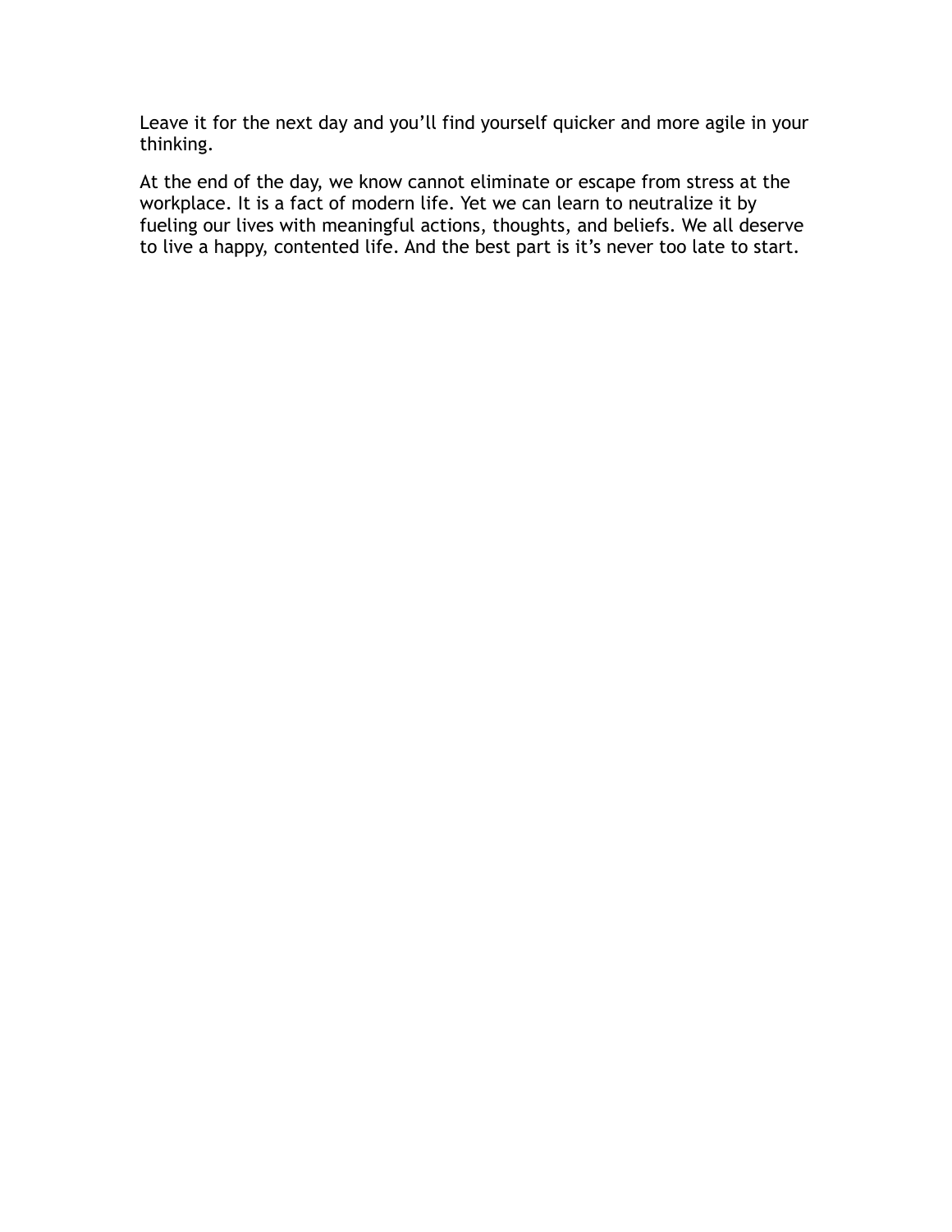Leave it for the next day and you’ll find yourself quicker and more agile in your thinking.

At the end of the day, we know cannot eliminate or escape from stress at the workplace. It is a fact of modern life. Yet we can learn to neutralize it by fueling our lives with meaningful actions, thoughts, and beliefs. We all deserve to live a happy, contented life. And the best part is it’s never too late to start.